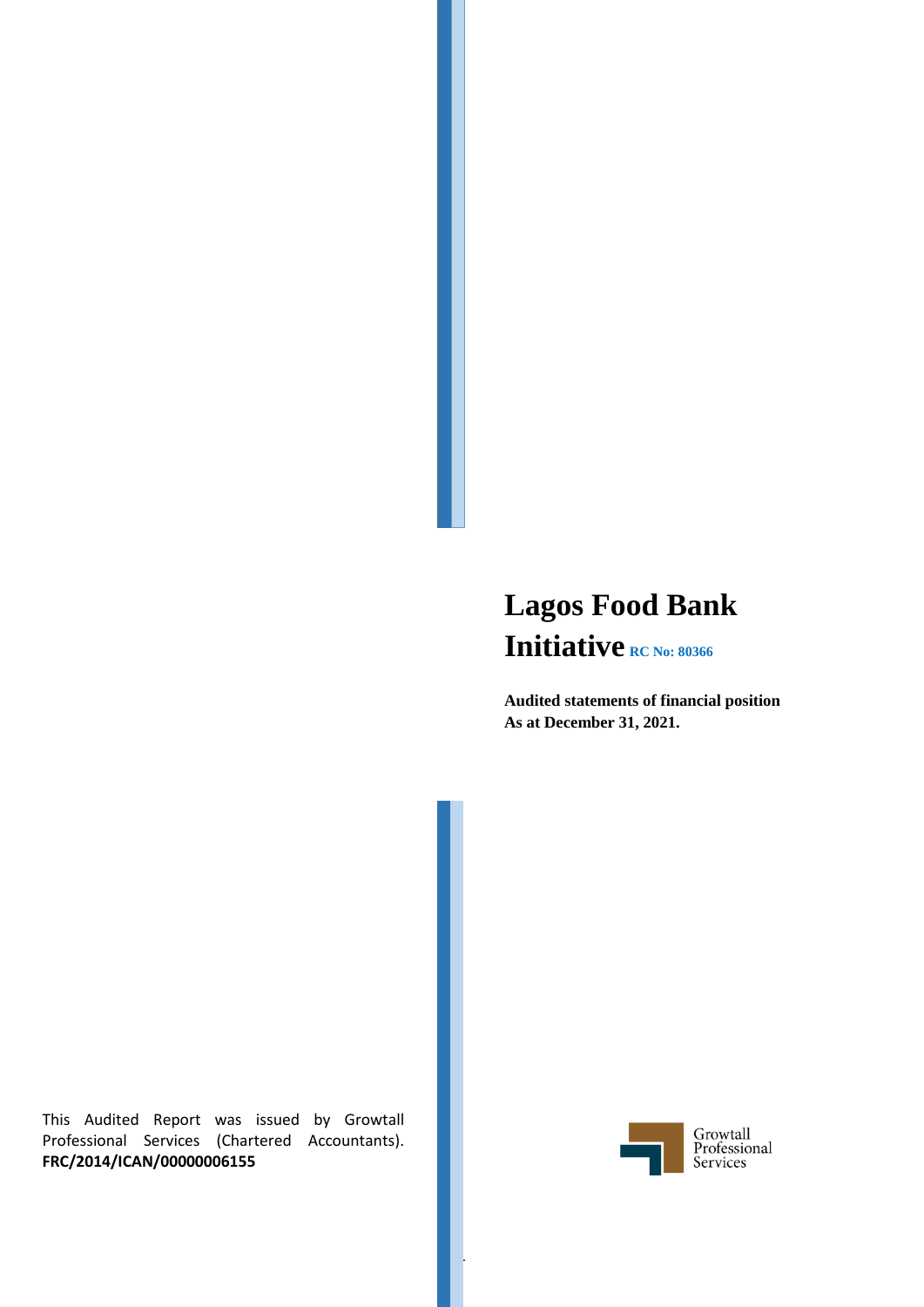# Lagos Food Bank Initiative RC No: 80366

**Audited statements of financial position**
**As at December 31, 2021.**

This Audited Report was issued by Growtall Professional Services (Chartered Accountants).
**FRC/2014/ICAN/00000006155**

Growtall Professional Services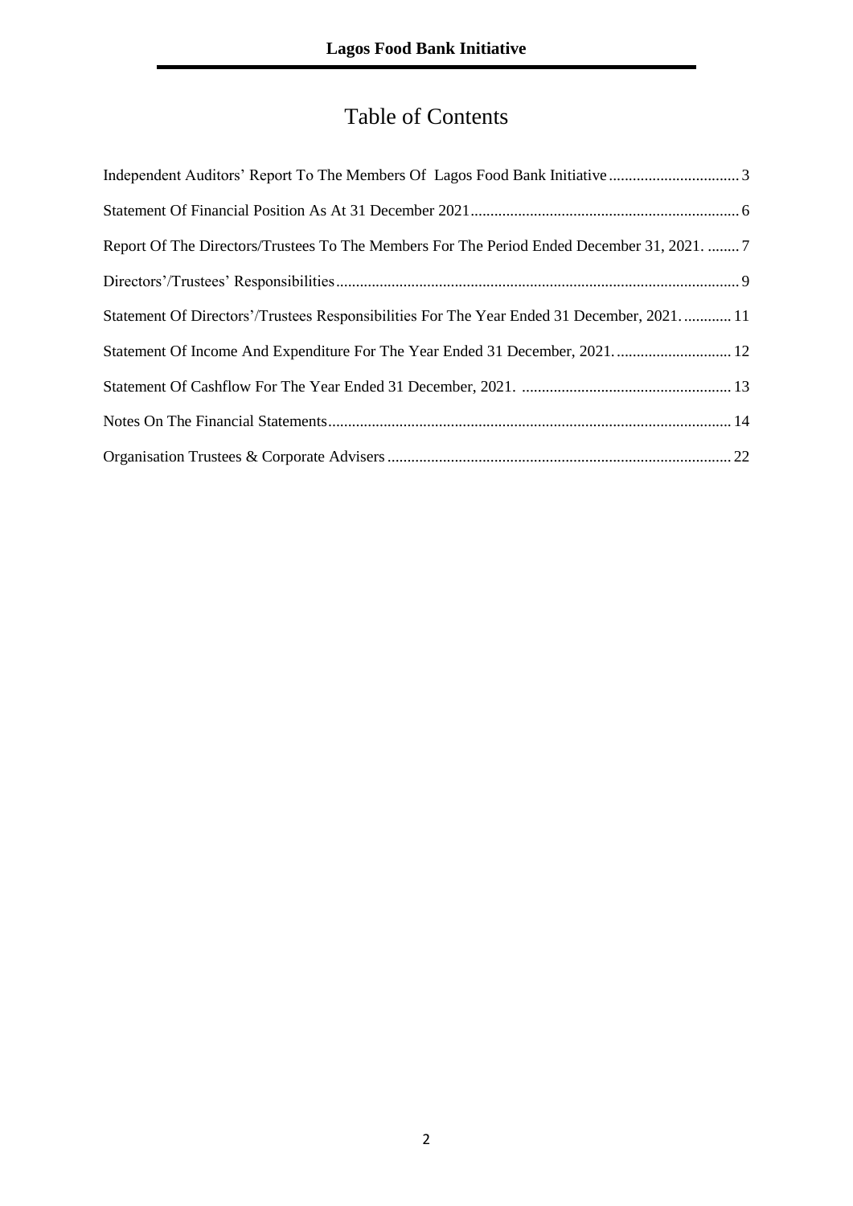# Table of Contents

Independent Auditors' Report To The Members Of Lagos Food Bank Initiative ................................ 3

Statement Of Financial Position As At 31 December 2021 .................................................................. 6

Report Of The Directors/Trustees To The Members For The Period Ended December 31, 2021. ........ 7

Directors'/Trustees' Responsibilities ..................................................................................................... 9

Statement Of Directors'/Trustees Responsibilities For The Year Ended 31 December, 2021. ............ 11

Statement Of Income And Expenditure For The Year Ended 31 December, 2021. ............................ 12

Statement Of Cashflow For The Year Ended 31 December, 2021. .................................................... 13

Notes On The Financial Statements ..................................................................................................... 14

Organisation Trustees & Corporate Advisers ...................................................................................... 22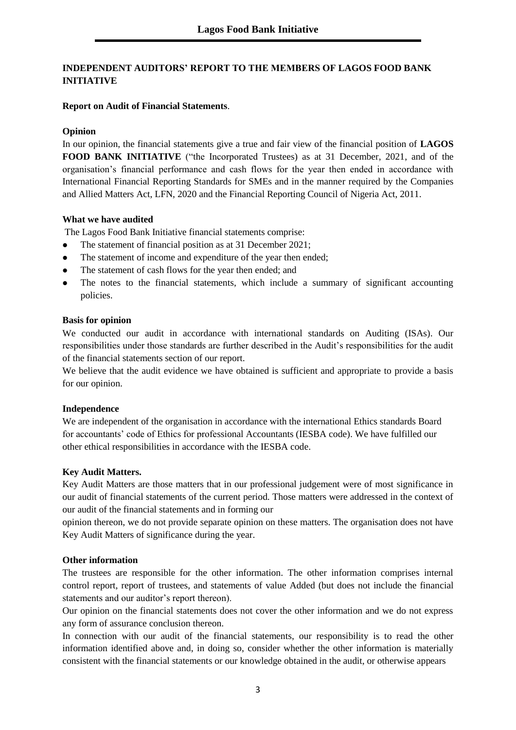## INDEPENDENT AUDITORS' REPORT TO THE MEMBERS OF LAGOS FOOD BANK INITIATIVE

**Report on Audit of Financial Statements**.

**Opinion**

In our opinion, the financial statements give a true and fair view of the financial position of **LAGOS FOOD BANK INITIATIVE** ("the Incorporated Trustees) as at 31 December, 2021, and of the organisation's financial performance and cash flows for the year then ended in accordance with International Financial Reporting Standards for SMEs and in the manner required by the Companies and Allied Matters Act, LFN, 2020 and the Financial Reporting Council of Nigeria Act, 2011.

**What we have audited**

The Lagos Food Bank Initiative financial statements comprise:

- The statement of financial position as at 31 December 2021;
- The statement of income and expenditure of the year then ended;
- The statement of cash flows for the year then ended; and
- The notes to the financial statements, which include a summary of significant accounting policies.

**Basis for opinion**

We conducted our audit in accordance with international standards on Auditing (ISAs). Our responsibilities under those standards are further described in the Audit's responsibilities for the audit of the financial statements section of our report.

We believe that the audit evidence we have obtained is sufficient and appropriate to provide a basis for our opinion.

**Independence**

We are independent of the organisation in accordance with the international Ethics standards Board for accountants' code of Ethics for professional Accountants (IESBA code). We have fulfilled our other ethical responsibilities in accordance with the IESBA code.

**Key Audit Matters.**

Key Audit Matters are those matters that in our professional judgement were of most significance in our audit of financial statements of the current period. Those matters were addressed in the context of our audit of the financial statements and in forming our

opinion thereon, we do not provide separate opinion on these matters. The organisation does not have Key Audit Matters of significance during the year.

**Other information**

The trustees are responsible for the other information. The other information comprises internal control report, report of trustees, and statements of value Added (but does not include the financial statements and our auditor's report thereon).

Our opinion on the financial statements does not cover the other information and we do not express any form of assurance conclusion thereon.

In connection with our audit of the financial statements, our responsibility is to read the other information identified above and, in doing so, consider whether the other information is materially consistent with the financial statements or our knowledge obtained in the audit, or otherwise appears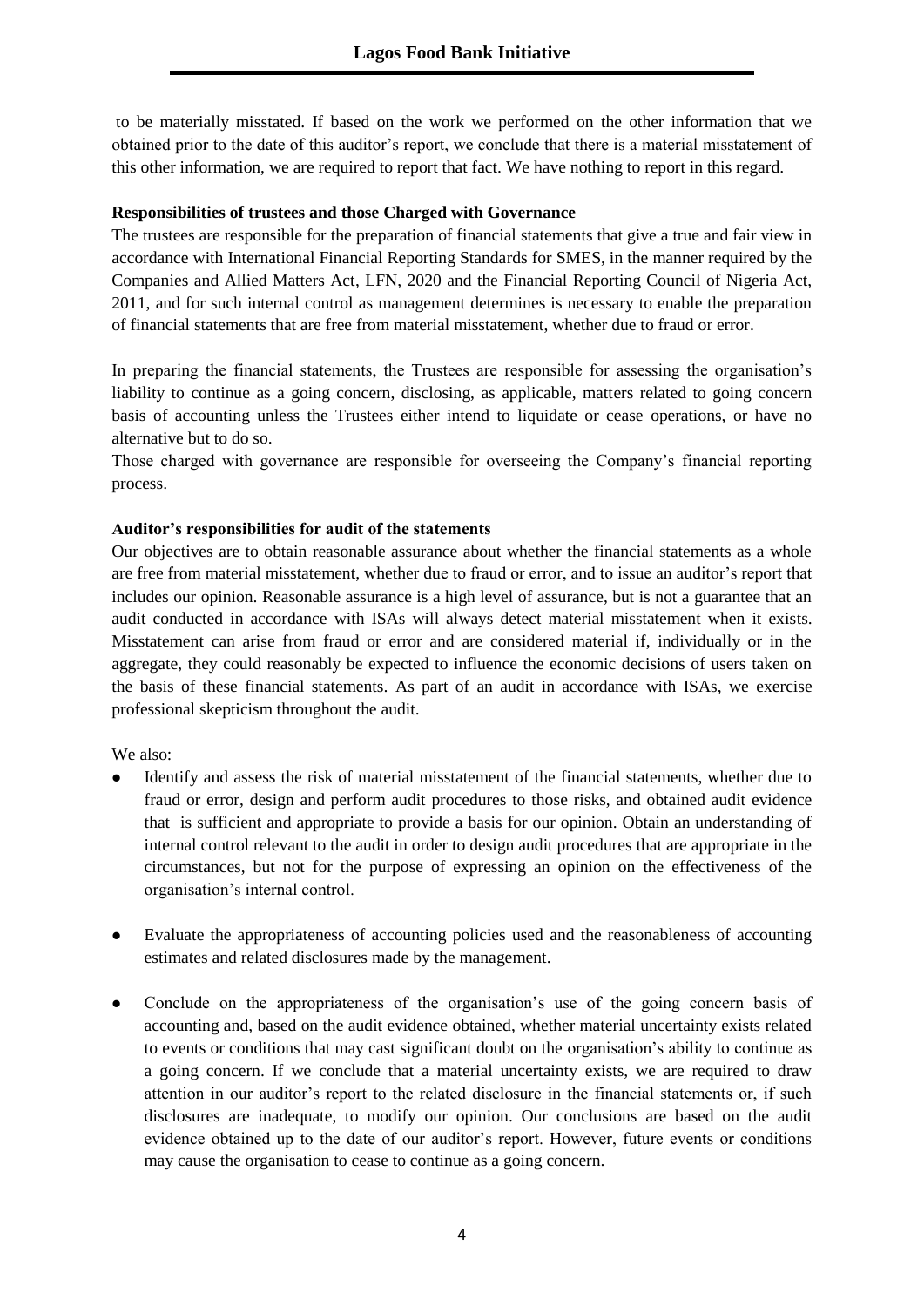to be materially misstated. If based on the work we performed on the other information that we obtained prior to the date of this auditor's report, we conclude that there is a material misstatement of this other information, we are required to report that fact. We have nothing to report in this regard.

**Responsibilities of trustees and those Charged with Governance**

The trustees are responsible for the preparation of financial statements that give a true and fair view in accordance with International Financial Reporting Standards for SMES, in the manner required by the Companies and Allied Matters Act, LFN, 2020 and the Financial Reporting Council of Nigeria Act, 2011, and for such internal control as management determines is necessary to enable the preparation of financial statements that are free from material misstatement, whether due to fraud or error.

In preparing the financial statements, the Trustees are responsible for assessing the organisation's liability to continue as a going concern, disclosing, as applicable, matters related to going concern basis of accounting unless the Trustees either intend to liquidate or cease operations, or have no alternative but to do so.

Those charged with governance are responsible for overseeing the Company's financial reporting process.

**Auditor's responsibilities for audit of the statements**

Our objectives are to obtain reasonable assurance about whether the financial statements as a whole are free from material misstatement, whether due to fraud or error, and to issue an auditor's report that includes our opinion. Reasonable assurance is a high level of assurance, but is not a guarantee that an audit conducted in accordance with ISAs will always detect material misstatement when it exists. Misstatement can arise from fraud or error and are considered material if, individually or in the aggregate, they could reasonably be expected to influence the economic decisions of users taken on the basis of these financial statements. As part of an audit in accordance with ISAs, we exercise professional skepticism throughout the audit.

We also:

- Identify and assess the risk of material misstatement of the financial statements, whether due to fraud or error, design and perform audit procedures to those risks, and obtained audit evidence that is sufficient and appropriate to provide a basis for our opinion. Obtain an understanding of internal control relevant to the audit in order to design audit procedures that are appropriate in the circumstances, but not for the purpose of expressing an opinion on the effectiveness of the organisation's internal control.

- Evaluate the appropriateness of accounting policies used and the reasonableness of accounting estimates and related disclosures made by the management.

- Conclude on the appropriateness of the organisation's use of the going concern basis of accounting and, based on the audit evidence obtained, whether material uncertainty exists related to events or conditions that may cast significant doubt on the organisation's ability to continue as a going concern. If we conclude that a material uncertainty exists, we are required to draw attention in our auditor's report to the related disclosure in the financial statements or, if such disclosures are inadequate, to modify our opinion. Our conclusions are based on the audit evidence obtained up to the date of our auditor's report. However, future events or conditions may cause the organisation to cease to continue as a going concern.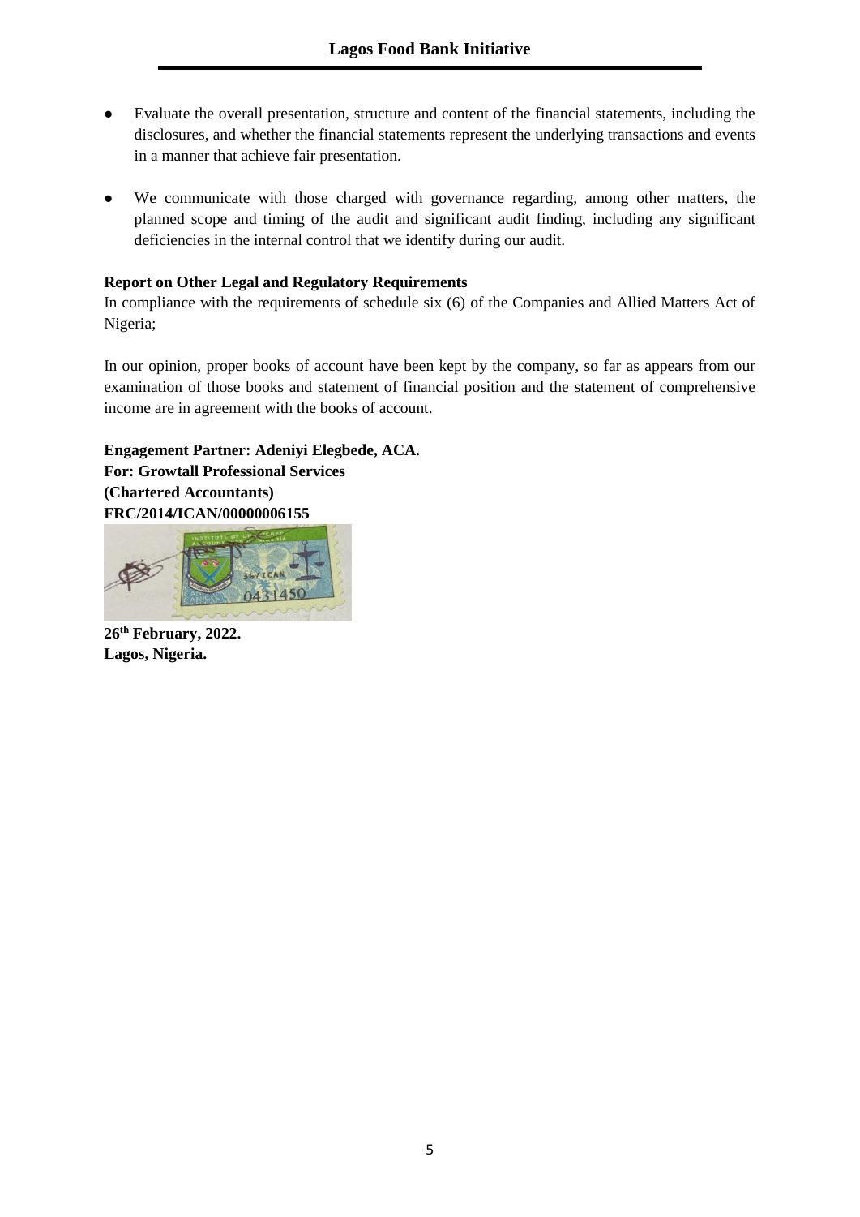- Evaluate the overall presentation, structure and content of the financial statements, including the disclosures, and whether the financial statements represent the underlying transactions and events in a manner that achieve fair presentation.

- We communicate with those charged with governance regarding, among other matters, the planned scope and timing of the audit and significant audit finding, including any significant deficiencies in the internal control that we identify during our audit.

**Report on Other Legal and Regulatory Requirements**

In compliance with the requirements of schedule six (6) of the Companies and Allied Matters Act of Nigeria;

In our opinion, proper books of account have been kept by the company, so far as appears from our examination of those books and statement of financial position and the statement of comprehensive income are in agreement with the books of account.

**Engagement Partner: Adeniyi Elegbede, ACA.**
**For: Growtall Professional Services**
**(Chartered Accountants)**
**FRC/2014/ICAN/00000006155**

**26th February, 2022.**
**Lagos, Nigeria.**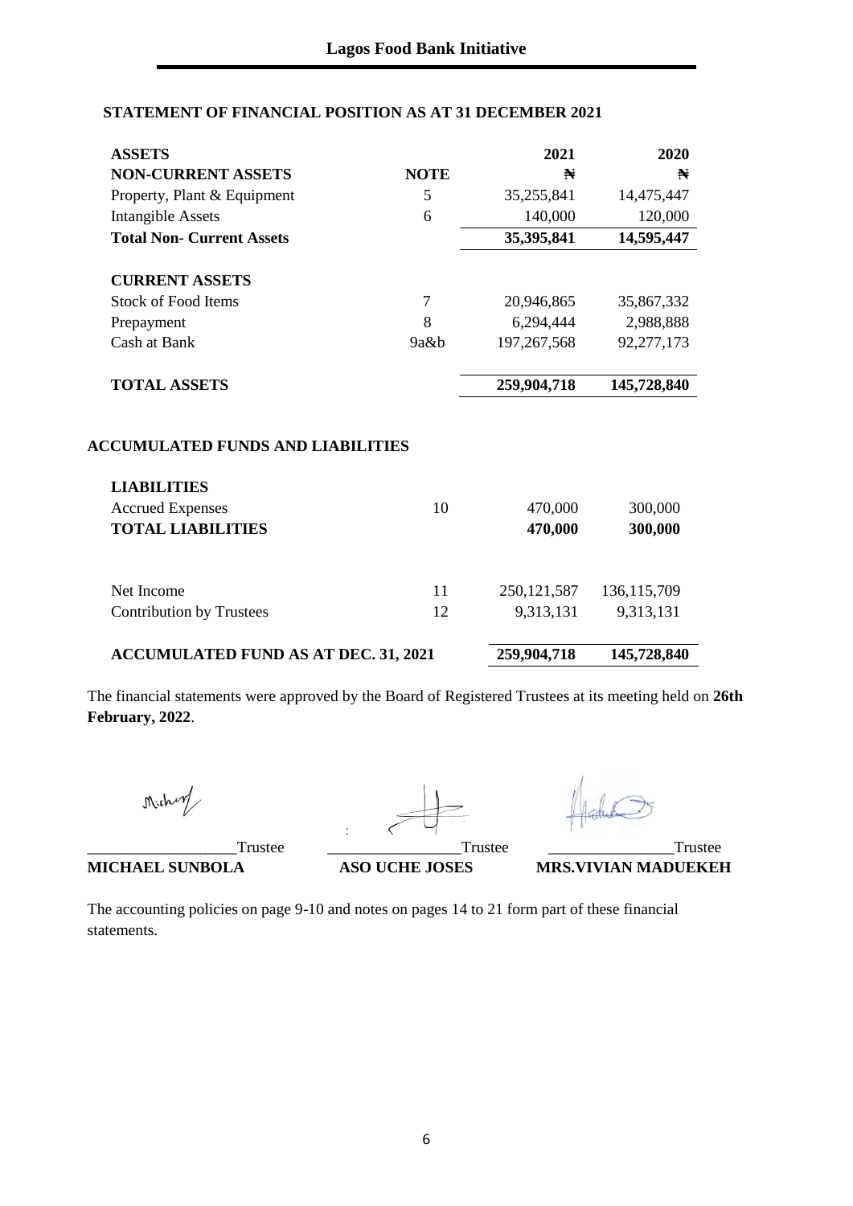## Lagos Food Bank Initiative

### STATEMENT OF FINANCIAL POSITION AS AT 31 DECEMBER 2021

| **ASSETS** | | **2021** | **2020** |
|---|---|---|---|
| **NON-CURRENT ASSETS** | **NOTE** | **₦** | **₦** |
| Property, Plant & Equipment | 5 | 35,255,841 | 14,475,447 |
| Intangible Assets | 6 | 140,000 | 120,000 |
| **Total Non- Current Assets** | | **35,395,841** | **14,595,447** |
| | | | |
| **CURRENT ASSETS** | | | |
| Stock of Food Items | 7 | 20,946,865 | 35,867,332 |
| Prepayment | 8 | 6,294,444 | 2,988,888 |
| Cash at Bank | 9a&b | 197,267,568 | 92,277,173 |
| | | | |
| **TOTAL ASSETS** | | **259,904,718** | **145,728,840** |

### ACCUMULATED FUNDS AND LIABILITIES

| | | | |
|---|---|---|---|
| **LIABILITIES** | | | |
| Accrued Expenses | 10 | 470,000 | 300,000 |
| **TOTAL LIABILITIES** | | **470,000** | **300,000** |
| | | | |
| Net Income | 11 | 250,121,587 | 136,115,709 |
| Contribution by Trustees | 12 | 9,313,131 | 9,313,131 |
| | | | |
| **ACCUMULATED FUND AS AT DEC. 31, 2021** | | **259,904,718** | **145,728,840** |

The financial statements were approved by the Board of Registered Trustees at its meeting held on **26th February, 2022**.

| ___________________Trustee | _________________Trustee | ________________Trustee |
|---|---|---|
| **MICHAEL SUNBOLA** | **ASO UCHE JOSES** | **MRS.VIVIAN MADUEKEH** |

The accounting policies on page 9-10 and notes on pages 14 to 21 form part of these financial statements.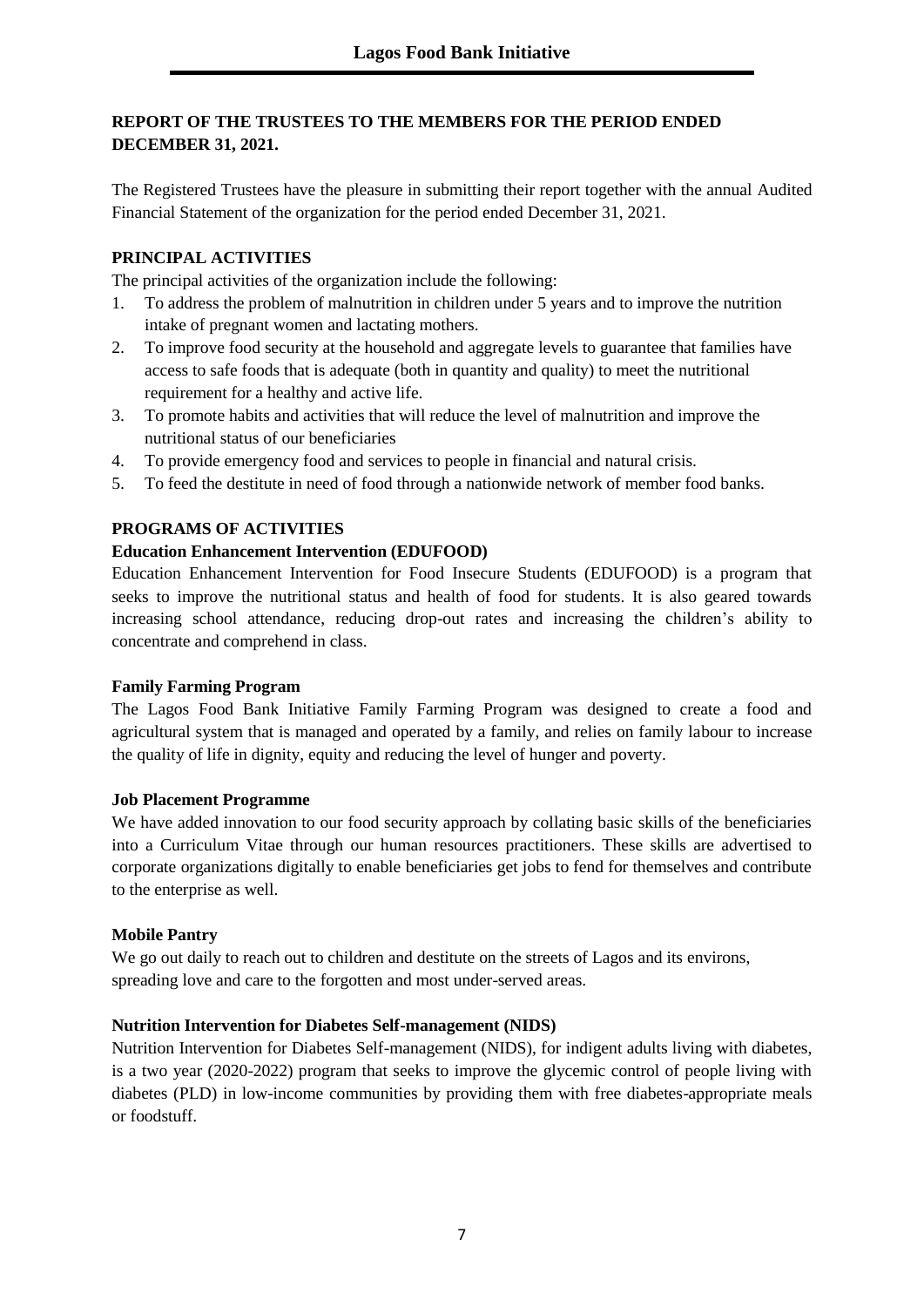**REPORT OF THE TRUSTEES TO THE MEMBERS FOR THE PERIOD ENDED DECEMBER 31, 2021.**

The Registered Trustees have the pleasure in submitting their report together with the annual Audited Financial Statement of the organization for the period ended December 31, 2021.

**PRINCIPAL ACTIVITIES**

The principal activities of the organization include the following:

1. To address the problem of malnutrition in children under 5 years and to improve the nutrition intake of pregnant women and lactating mothers.
2. To improve food security at the household and aggregate levels to guarantee that families have access to safe foods that is adequate (both in quantity and quality) to meet the nutritional requirement for a healthy and active life.
3. To promote habits and activities that will reduce the level of malnutrition and improve the nutritional status of our beneficiaries
4. To provide emergency food and services to people in financial and natural crisis.
5. To feed the destitute in need of food through a nationwide network of member food banks.

**PROGRAMS OF ACTIVITIES**

**Education Enhancement Intervention (EDUFOOD)**

Education Enhancement Intervention for Food Insecure Students (EDUFOOD) is a program that seeks to improve the nutritional status and health of food for students. It is also geared towards increasing school attendance, reducing drop-out rates and increasing the children's ability to concentrate and comprehend in class.

**Family Farming Program**

The Lagos Food Bank Initiative Family Farming Program was designed to create a food and agricultural system that is managed and operated by a family, and relies on family labour to increase the quality of life in dignity, equity and reducing the level of hunger and poverty.

**Job Placement Programme**

We have added innovation to our food security approach by collating basic skills of the beneficiaries into a Curriculum Vitae through our human resources practitioners. These skills are advertised to corporate organizations digitally to enable beneficiaries get jobs to fend for themselves and contribute to the enterprise as well.

**Mobile Pantry**

We go out daily to reach out to children and destitute on the streets of Lagos and its environs, spreading love and care to the forgotten and most under-served areas.

**Nutrition Intervention for Diabetes Self-management (NIDS)**

Nutrition Intervention for Diabetes Self-management (NIDS), for indigent adults living with diabetes, is a two year (2020-2022) program that seeks to improve the glycemic control of people living with diabetes (PLD) in low-income communities by providing them with free diabetes-appropriate meals or foodstuff.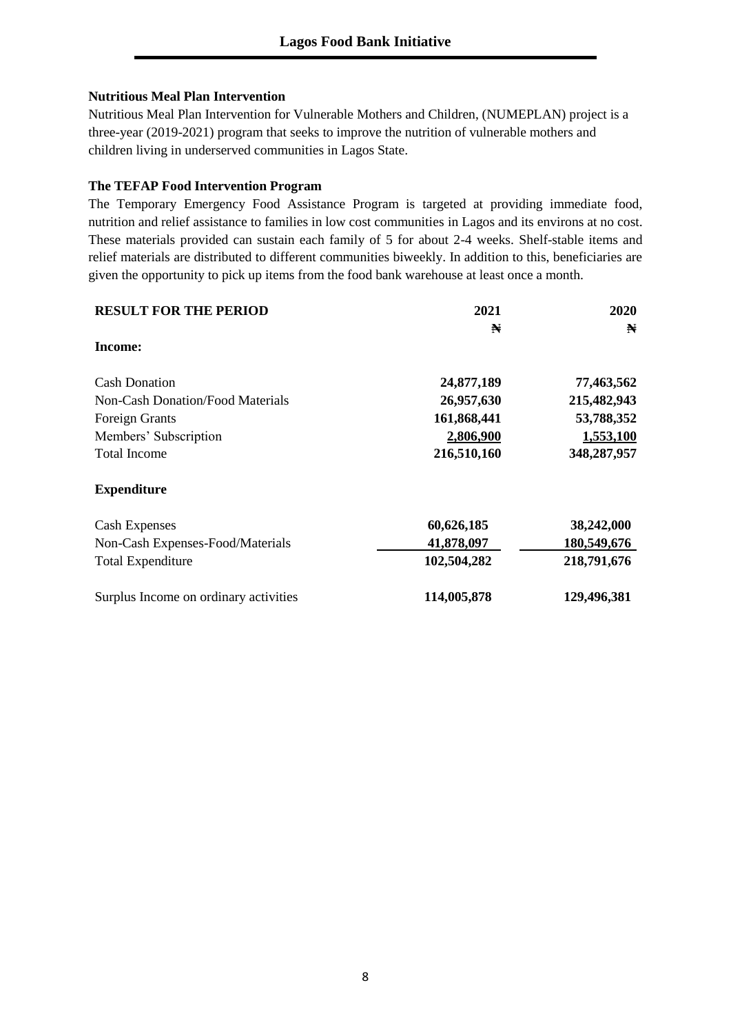**Nutritious Meal Plan Intervention**

Nutritious Meal Plan Intervention for Vulnerable Mothers and Children, (NUMEPLAN) project is a three-year (2019-2021) program that seeks to improve the nutrition of vulnerable mothers and children living in underserved communities in Lagos State.

**The TEFAP Food Intervention Program**

The Temporary Emergency Food Assistance Program is targeted at providing immediate food, nutrition and relief assistance to families in low cost communities in Lagos and its environs at no cost. These materials provided can sustain each family of 5 for about 2-4 weeks. Shelf-stable items and relief materials are distributed to different communities biweekly. In addition to this, beneficiaries are given the opportunity to pick up items from the food bank warehouse at least once a month.

| **RESULT FOR THE PERIOD** | **2021** | **2020** |
|---|---|---|
| | **₦** | **₦** |
| **Income:** | | |
| Cash Donation | **24,877,189** | **77,463,562** |
| Non-Cash Donation/Food Materials | **26,957,630** | **215,482,943** |
| Foreign Grants | **161,868,441** | **53,788,352** |
| Members' Subscription | **2,806,900** | **1,553,100** |
| Total Income | **216,510,160** | **348,287,957** |
| **Expenditure** | | |
| Cash Expenses | **60,626,185** | **38,242,000** |
| Non-Cash Expenses-Food/Materials | **41,878,097** | **180,549,676** |
| Total Expenditure | **102,504,282** | **218,791,676** |
| Surplus Income on ordinary activities | **114,005,878** | **129,496,381** |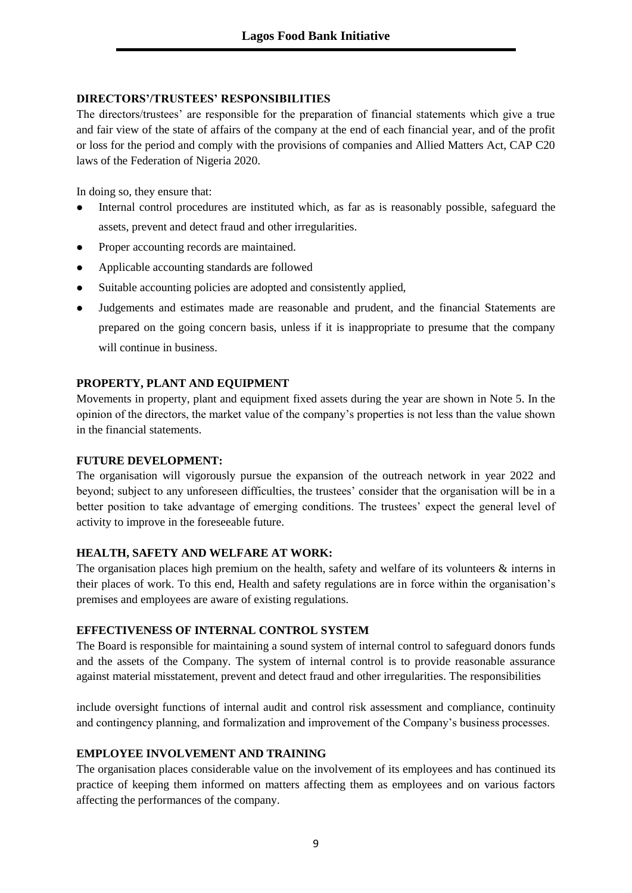**DIRECTORS'/TRUSTEES' RESPONSIBILITIES**

The directors/trustees' are responsible for the preparation of financial statements which give a true and fair view of the state of affairs of the company at the end of each financial year, and of the profit or loss for the period and comply with the provisions of companies and Allied Matters Act, CAP C20 laws of the Federation of Nigeria 2020.

In doing so, they ensure that:

- Internal control procedures are instituted which, as far as is reasonably possible, safeguard the assets, prevent and detect fraud and other irregularities.
- Proper accounting records are maintained.
- Applicable accounting standards are followed
- Suitable accounting policies are adopted and consistently applied,
- Judgements and estimates made are reasonable and prudent, and the financial Statements are prepared on the going concern basis, unless if it is inappropriate to presume that the company will continue in business.

**PROPERTY, PLANT AND EQUIPMENT**

Movements in property, plant and equipment fixed assets during the year are shown in Note 5. In the opinion of the directors, the market value of the company's properties is not less than the value shown in the financial statements.

**FUTURE DEVELOPMENT:**

The organisation will vigorously pursue the expansion of the outreach network in year 2022 and beyond; subject to any unforeseen difficulties, the trustees' consider that the organisation will be in a better position to take advantage of emerging conditions. The trustees' expect the general level of activity to improve in the foreseeable future.

**HEALTH, SAFETY AND WELFARE AT WORK:**

The organisation places high premium on the health, safety and welfare of its volunteers & interns in their places of work. To this end, Health and safety regulations are in force within the organisation's premises and employees are aware of existing regulations.

**EFFECTIVENESS OF INTERNAL CONTROL SYSTEM**

The Board is responsible for maintaining a sound system of internal control to safeguard donors funds and the assets of the Company. The system of internal control is to provide reasonable assurance against material misstatement, prevent and detect fraud and other irregularities. The responsibilities include oversight functions of internal audit and control risk assessment and compliance, continuity and contingency planning, and formalization and improvement of the Company's business processes.

**EMPLOYEE INVOLVEMENT AND TRAINING**

The organisation places considerable value on the involvement of its employees and has continued its practice of keeping them informed on matters affecting them as employees and on various factors affecting the performances of the company.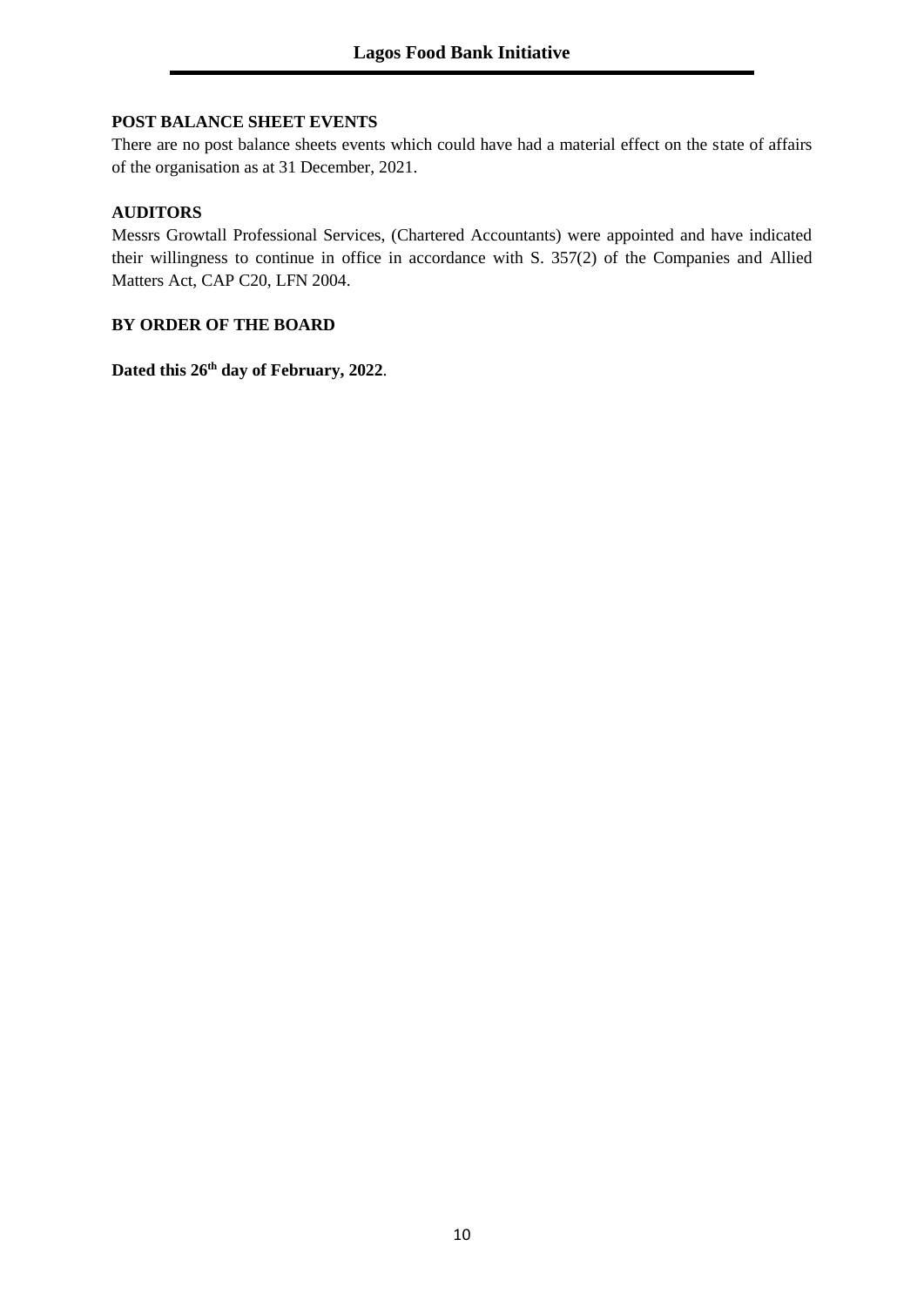**POST BALANCE SHEET EVENTS**

There are no post balance sheets events which could have had a material effect on the state of affairs of the organisation as at 31 December, 2021.

**AUDITORS**

Messrs Growtall Professional Services, (Chartered Accountants) were appointed and have indicated their willingness to continue in office in accordance with S. 357(2) of the Companies and Allied Matters Act, CAP C20, LFN 2004.

**BY ORDER OF THE BOARD**

**Dated this 26th day of February, 2022**.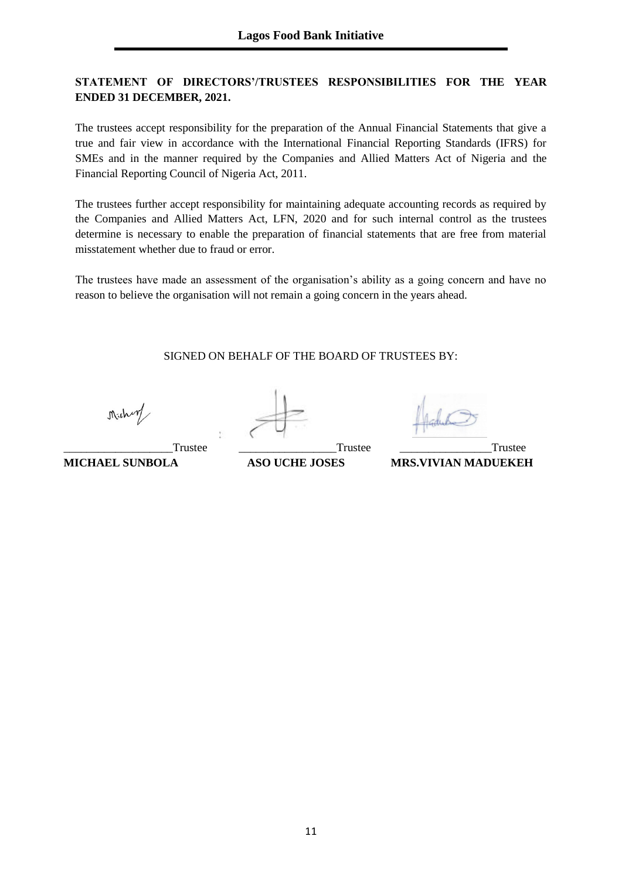**STATEMENT OF DIRECTORS'/TRUSTEES RESPONSIBILITIES FOR THE YEAR ENDED 31 DECEMBER, 2021.**

The trustees accept responsibility for the preparation of the Annual Financial Statements that give a true and fair view in accordance with the International Financial Reporting Standards (IFRS) for SMEs and in the manner required by the Companies and Allied Matters Act of Nigeria and the Financial Reporting Council of Nigeria Act, 2011.

The trustees further accept responsibility for maintaining adequate accounting records as required by the Companies and Allied Matters Act, LFN, 2020 and for such internal control as the trustees determine is necessary to enable the preparation of financial statements that are free from material misstatement whether due to fraud or error.

The trustees have made an assessment of the organisation's ability as a going concern and have no reason to believe the organisation will not remain a going concern in the years ahead.

SIGNED ON BEHALF OF THE BOARD OF TRUSTEES BY:

| ___________________Trustee | _________________Trustee | ________________Trustee |
|---|---|---|
| **MICHAEL SUNBOLA** | **ASO UCHE JOSES** | **MRS.VIVIAN MADUEKEH** |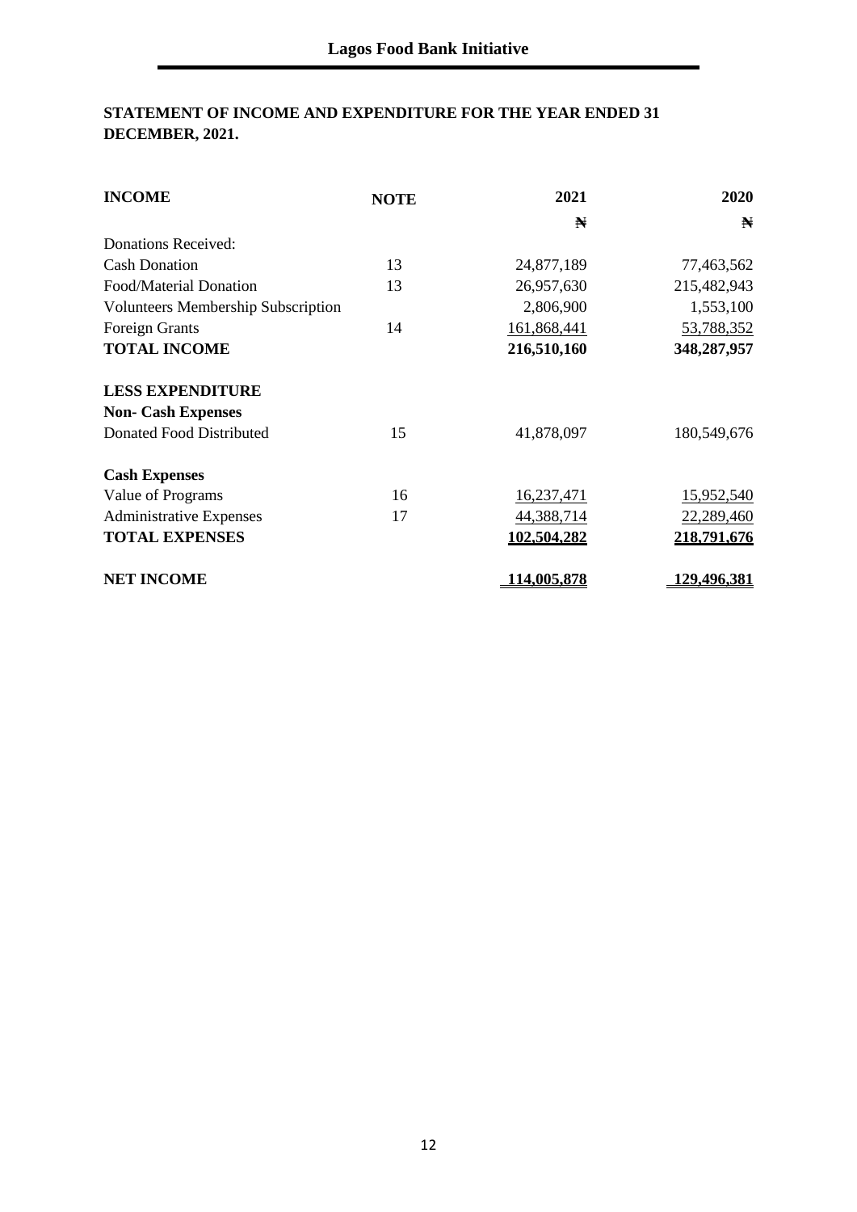## Lagos Food Bank Initiative

### STATEMENT OF INCOME AND EXPENDITURE FOR THE YEAR ENDED 31 DECEMBER, 2021.

| **INCOME** | **NOTE** | **2021** | **2020** |
|---|---|---|---|
| | | **₦** | **₦** |
| Donations Received: | | | |
| Cash Donation | 13 | 24,877,189 | 77,463,562 |
| Food/Material Donation | 13 | 26,957,630 | 215,482,943 |
| Volunteers Membership Subscription | | 2,806,900 | 1,553,100 |
| Foreign Grants | 14 | 161,868,441 | 53,788,352 |
| **TOTAL INCOME** | | **216,510,160** | **348,287,957** |
| | | | |
| **LESS EXPENDITURE** | | | |
| **Non- Cash Expenses** | | | |
| Donated Food Distributed | 15 | 41,878,097 | 180,549,676 |
| | | | |
| **Cash Expenses** | | | |
| Value of Programs | 16 | 16,237,471 | 15,952,540 |
| Administrative Expenses | 17 | 44,388,714 | 22,289,460 |
| **TOTAL EXPENSES** | | **102,504,282** | **218,791,676** |
| | | | |
| **NET INCOME** | | **114,005,878** | **129,496,381** |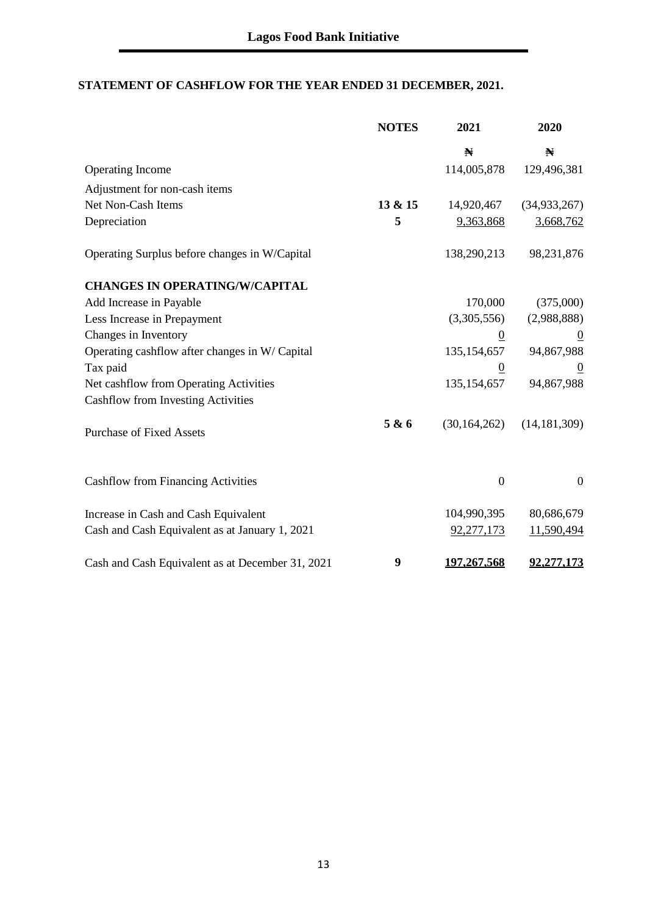## Lagos Food Bank Initiative

### STATEMENT OF CASHFLOW FOR THE YEAR ENDED 31 DECEMBER, 2021.

| | NOTES | 2021 | 2020 |
|---|---|---|---|
| | | ₦ | ₦ |
| Operating Income | | 114,005,878 | 129,496,381 |
| Adjustment for non-cash items | | | |
| Net Non-Cash Items | 13 & 15 | 14,920,467 | (34,933,267) |
| Depreciation | 5 | 9,363,868 | 3,668,762 |
| Operating Surplus before changes in W/Capital | | 138,290,213 | 98,231,876 |
| **CHANGES IN OPERATING/W/CAPITAL** | | | |
| Add Increase in Payable | | 170,000 | (375,000) |
| Less Increase in Prepayment | | (3,305,556) | (2,988,888) |
| Changes in Inventory | | 0 | 0 |
| Operating cashflow after changes in W/ Capital | | 135,154,657 | 94,867,988 |
| Tax paid | | 0 | 0 |
| Net cashflow from Operating Activities | | 135,154,657 | 94,867,988 |
| Cashflow from Investing Activities | | | |
| Purchase of Fixed Assets | 5 & 6 | (30,164,262) | (14,181,309) |
| Cashflow from Financing Activities | | 0 | 0 |
| Increase in Cash and Cash Equivalent | | 104,990,395 | 80,686,679 |
| Cash and Cash Equivalent as at January 1, 2021 | | 92,277,173 | 11,590,494 |
| Cash and Cash Equivalent as at December 31, 2021 | 9 | **197,267,568** | **92,277,173** |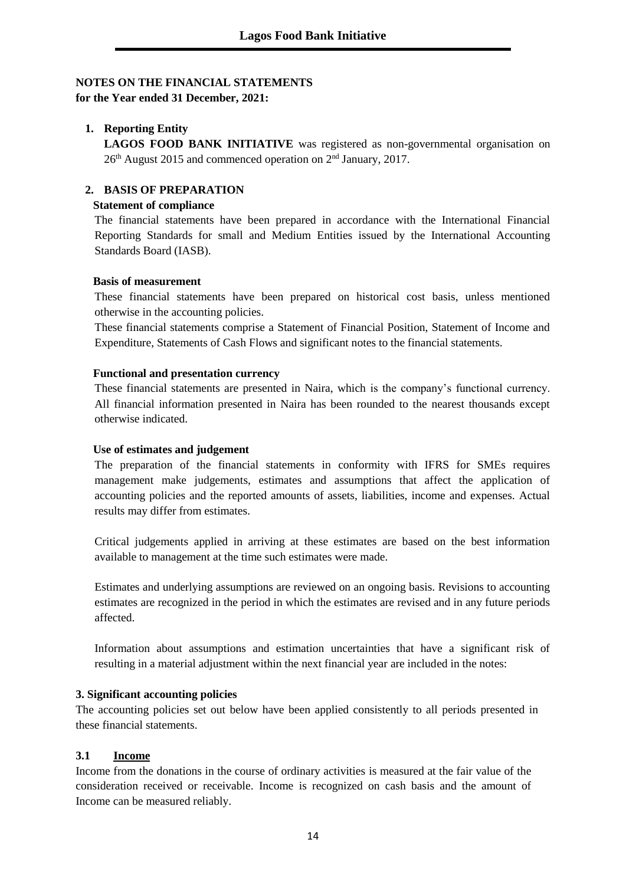## NOTES ON THE FINANCIAL STATEMENTS
**for the Year ended 31 December, 2021:**

### 1. Reporting Entity

**LAGOS FOOD BANK INITIATIVE** was registered as non-governmental organisation on 26th August 2015 and commenced operation on 2nd January, 2017.

### 2. BASIS OF PREPARATION

**Statement of compliance**

The financial statements have been prepared in accordance with the International Financial Reporting Standards for small and Medium Entities issued by the International Accounting Standards Board (IASB).

**Basis of measurement**

These financial statements have been prepared on historical cost basis, unless mentioned otherwise in the accounting policies.

These financial statements comprise a Statement of Financial Position, Statement of Income and Expenditure, Statements of Cash Flows and significant notes to the financial statements.

**Functional and presentation currency**

These financial statements are presented in Naira, which is the company's functional currency. All financial information presented in Naira has been rounded to the nearest thousands except otherwise indicated.

**Use of estimates and judgement**

The preparation of the financial statements in conformity with IFRS for SMEs requires management make judgements, estimates and assumptions that affect the application of accounting policies and the reported amounts of assets, liabilities, income and expenses. Actual results may differ from estimates.

Critical judgements applied in arriving at these estimates are based on the best information available to management at the time such estimates were made.

Estimates and underlying assumptions are reviewed on an ongoing basis. Revisions to accounting estimates are recognized in the period in which the estimates are revised and in any future periods affected.

Information about assumptions and estimation uncertainties that have a significant risk of resulting in a material adjustment within the next financial year are included in the notes:

### 3. Significant accounting policies

The accounting policies set out below have been applied consistently to all periods presented in these financial statements.

#### 3.1 Income

Income from the donations in the course of ordinary activities is measured at the fair value of the consideration received or receivable. Income is recognized on cash basis and the amount of Income can be measured reliably.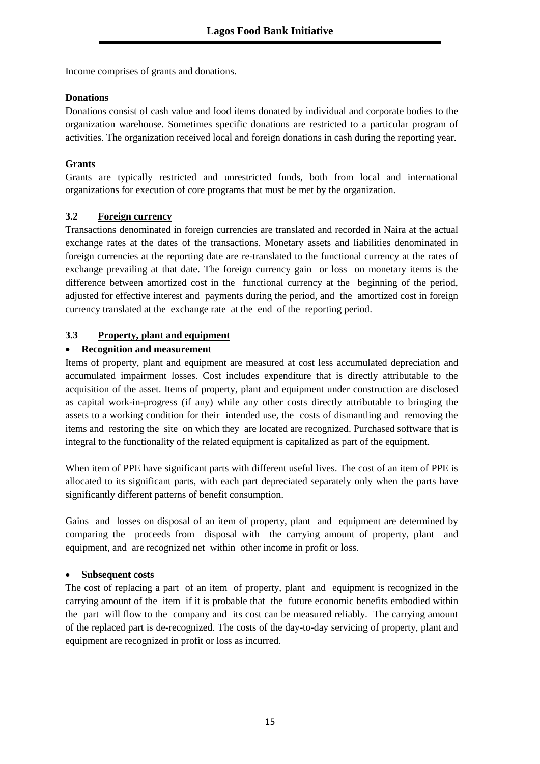Income comprises of grants and donations.

**Donations**

Donations consist of cash value and food items donated by individual and corporate bodies to the organization warehouse. Sometimes specific donations are restricted to a particular program of activities. The organization received local and foreign donations in cash during the reporting year.

**Grants**

Grants are typically restricted and unrestricted funds, both from local and international organizations for execution of core programs that must be met by the organization.

### 3.2 Foreign currency

Transactions denominated in foreign currencies are translated and recorded in Naira at the actual exchange rates at the dates of the transactions. Monetary assets and liabilities denominated in foreign currencies at the reporting date are re-translated to the functional currency at the rates of exchange prevailing at that date. The foreign currency gain or loss on monetary items is the difference between amortized cost in the functional currency at the beginning of the period, adjusted for effective interest and payments during the period, and the amortized cost in foreign currency translated at the exchange rate at the end of the reporting period.

### 3.3 Property, plant and equipment

- **Recognition and measurement**

Items of property, plant and equipment are measured at cost less accumulated depreciation and accumulated impairment losses. Cost includes expenditure that is directly attributable to the acquisition of the asset. Items of property, plant and equipment under construction are disclosed as capital work-in-progress (if any) while any other costs directly attributable to bringing the assets to a working condition for their intended use, the costs of dismantling and removing the items and restoring the site on which they are located are recognized. Purchased software that is integral to the functionality of the related equipment is capitalized as part of the equipment.

When item of PPE have significant parts with different useful lives. The cost of an item of PPE is allocated to its significant parts, with each part depreciated separately only when the parts have significantly different patterns of benefit consumption.

Gains and losses on disposal of an item of property, plant and equipment are determined by comparing the proceeds from disposal with the carrying amount of property, plant and equipment, and are recognized net within other income in profit or loss.

- **Subsequent costs**

The cost of replacing a part of an item of property, plant and equipment is recognized in the carrying amount of the item if it is probable that the future economic benefits embodied within the part will flow to the company and its cost can be measured reliably. The carrying amount of the replaced part is de-recognized. The costs of the day-to-day servicing of property, plant and equipment are recognized in profit or loss as incurred.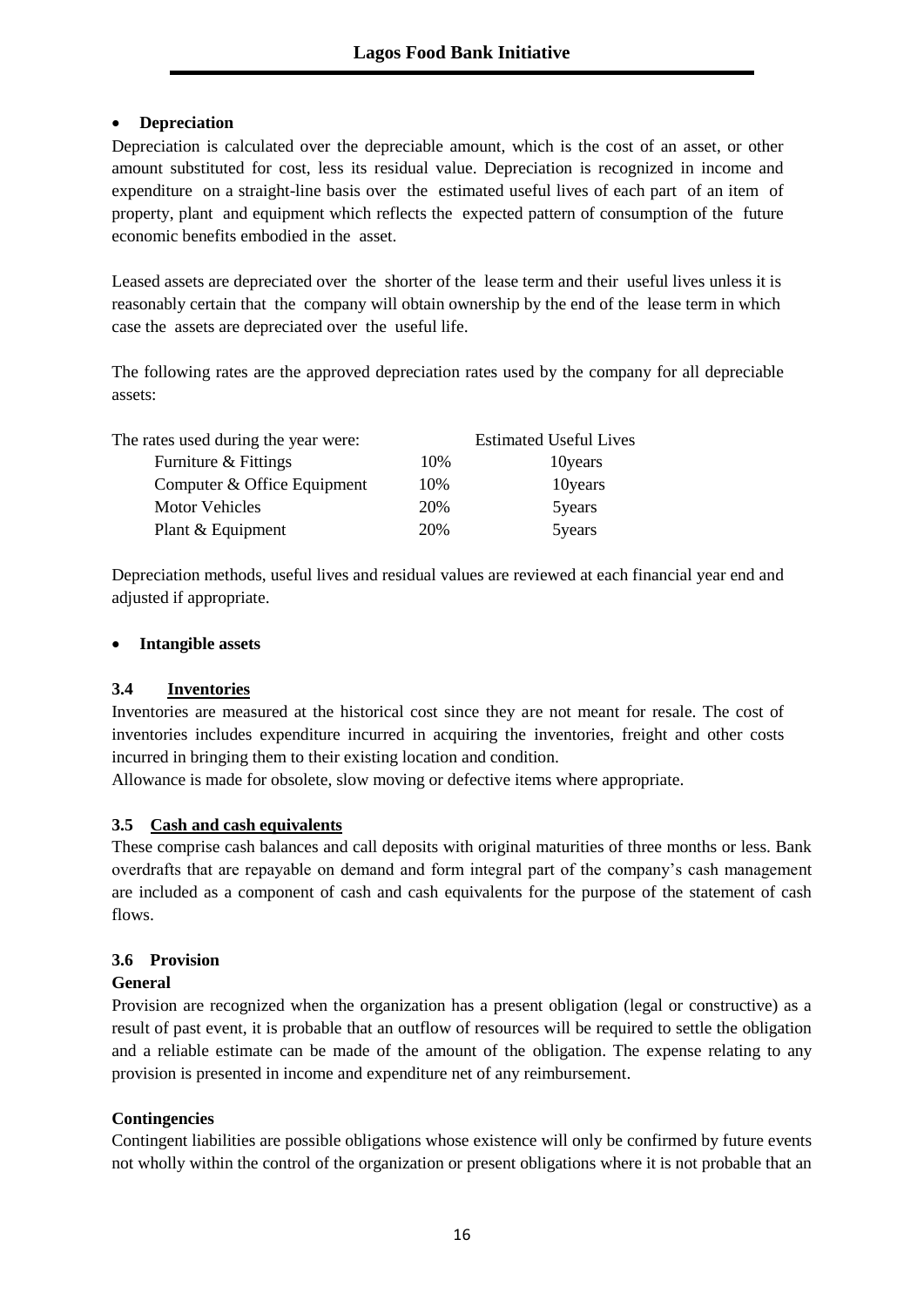- **Depreciation**

Depreciation is calculated over the depreciable amount, which is the cost of an asset, or other amount substituted for cost, less its residual value. Depreciation is recognized in income and expenditure on a straight-line basis over the estimated useful lives of each part of an item of property, plant and equipment which reflects the expected pattern of consumption of the future economic benefits embodied in the asset.

Leased assets are depreciated over the shorter of the lease term and their useful lives unless it is reasonably certain that the company will obtain ownership by the end of the lease term in which case the assets are depreciated over the useful life.

The following rates are the approved depreciation rates used by the company for all depreciable assets:

| The rates used during the year were: | | Estimated Useful Lives |
|---|---|---|
| Furniture & Fittings | 10% | 10years |
| Computer & Office Equipment | 10% | 10years |
| Motor Vehicles | 20% | 5years |
| Plant & Equipment | 20% | 5years |

Depreciation methods, useful lives and residual values are reviewed at each financial year end and adjusted if appropriate.

- **Intangible assets**

### 3.4 Inventories

Inventories are measured at the historical cost since they are not meant for resale. The cost of inventories includes expenditure incurred in acquiring the inventories, freight and other costs incurred in bringing them to their existing location and condition.
Allowance is made for obsolete, slow moving or defective items where appropriate.

### 3.5 Cash and cash equivalents

These comprise cash balances and call deposits with original maturities of three months or less. Bank overdrafts that are repayable on demand and form integral part of the company's cash management are included as a component of cash and cash equivalents for the purpose of the statement of cash flows.

### 3.6 Provision

**General**

Provision are recognized when the organization has a present obligation (legal or constructive) as a result of past event, it is probable that an outflow of resources will be required to settle the obligation and a reliable estimate can be made of the amount of the obligation. The expense relating to any provision is presented in income and expenditure net of any reimbursement.

**Contingencies**

Contingent liabilities are possible obligations whose existence will only be confirmed by future events not wholly within the control of the organization or present obligations where it is not probable that an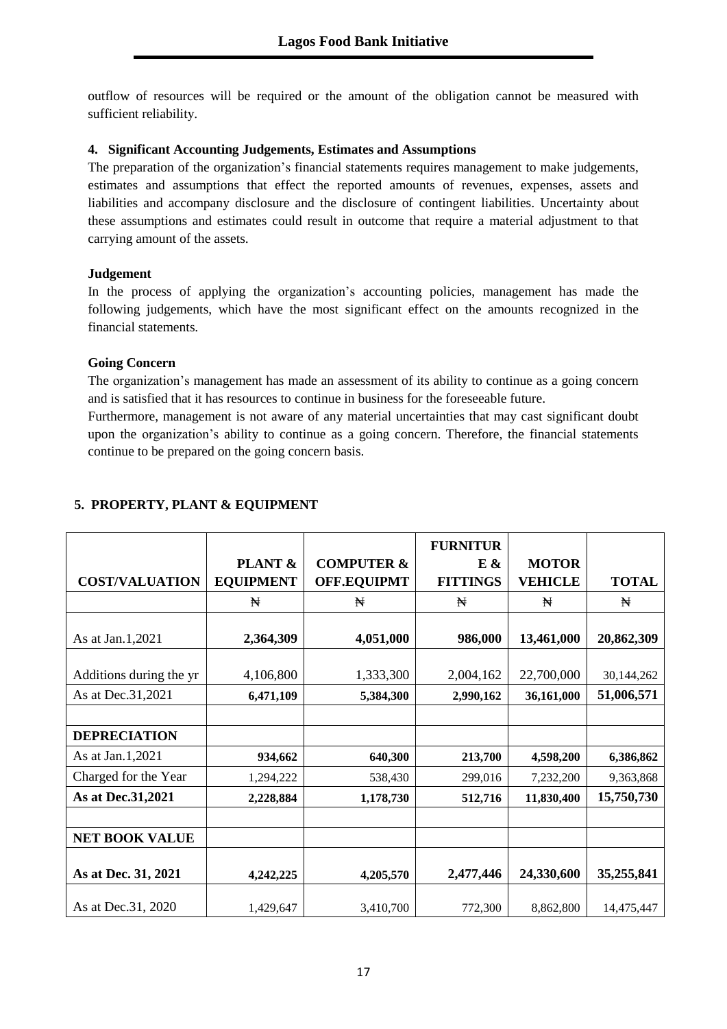outflow of resources will be required or the amount of the obligation cannot be measured with sufficient reliability.

### 4. Significant Accounting Judgements, Estimates and Assumptions

The preparation of the organization's financial statements requires management to make judgements, estimates and assumptions that effect the reported amounts of revenues, expenses, assets and liabilities and accompany disclosure and the disclosure of contingent liabilities. Uncertainty about these assumptions and estimates could result in outcome that require a material adjustment to that carrying amount of the assets.

**Judgement**

In the process of applying the organization's accounting policies, management has made the following judgements, which have the most significant effect on the amounts recognized in the financial statements.

**Going Concern**

The organization's management has made an assessment of its ability to continue as a going concern and is satisfied that it has resources to continue in business for the foreseeable future.

Furthermore, management is not aware of any material uncertainties that may cast significant doubt upon the organization's ability to continue as a going concern. Therefore, the financial statements continue to be prepared on the going concern basis.

### 5. PROPERTY, PLANT & EQUIPMENT

| COST/VALUATION | PLANT & EQUIPMENT | COMPUTER & OFF.EQUIPMT | FURNITURE & FITTINGS | MOTOR VEHICLE | TOTAL |
|---|---|---|---|---|---|
| | ₦ | ₦ | ₦ | ₦ | ₦ |
| As at Jan.1,2021 | **2,364,309** | **4,051,000** | **986,000** | **13,461,000** | **20,862,309** |
| Additions during the yr | 4,106,800 | 1,333,300 | 2,004,162 | 22,700,000 | 30,144,262 |
| As at Dec.31,2021 | **6,471,109** | **5,384,300** | **2,990,162** | **36,161,000** | **51,006,571** |
| | | | | | |
| **DEPRECIATION** | | | | | |
| As at Jan.1,2021 | **934,662** | **640,300** | **213,700** | **4,598,200** | **6,386,862** |
| Charged for the Year | 1,294,222 | 538,430 | 299,016 | 7,232,200 | 9,363,868 |
| **As at Dec.31,2021** | **2,228,884** | **1,178,730** | **512,716** | **11,830,400** | **15,750,730** |
| | | | | | |
| **NET BOOK VALUE** | | | | | |
| **As at Dec. 31, 2021** | **4,242,225** | **4,205,570** | **2,477,446** | **24,330,600** | **35,255,841** |
| As at Dec.31, 2020 | 1,429,647 | 3,410,700 | 772,300 | 8,862,800 | 14,475,447 |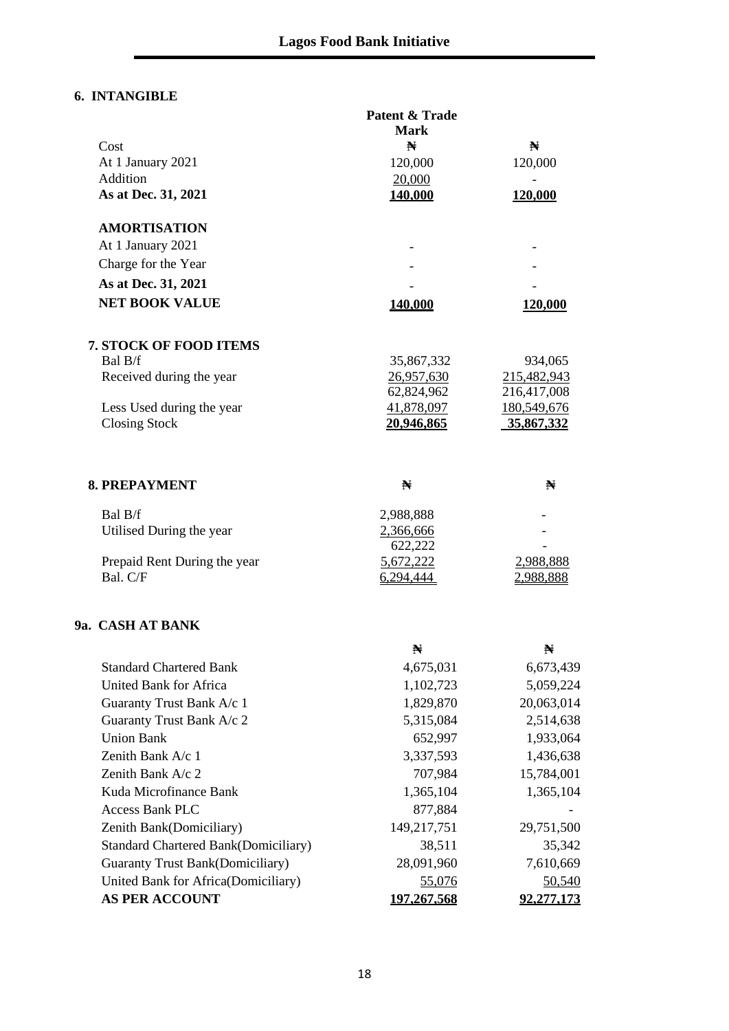# 6. INTANGIBLE

| | Patent & Trade Mark | |
|---|---|---|
| Cost | ₦ | ₦ |
| At 1 January 2021 | 120,000 | 120,000 |
| Addition | 20,000 | - |
| **As at Dec. 31, 2021** | **140,000** | **120,000** |
| **AMORTISATION** | | |
| At 1 January 2021 | - | - |
| Charge for the Year | - | - |
| **As at Dec. 31, 2021** | - | - |
| **NET BOOK VALUE** | **140,000** | **120,000** |

# 7. STOCK OF FOOD ITEMS

| | | |
|---|---|---|
| Bal B/f | 35,867,332 | 934,065 |
| Received during the year | 26,957,630 | 215,482,943 |
| | 62,824,962 | 216,417,008 |
| Less Used during the year | 41,878,097 | 180,549,676 |
| Closing Stock | **20,946,865** | **35,867,332** |

# 8. PREPAYMENT

| | ₦ | ₦ |
|---|---|---|
| Bal B/f | 2,988,888 | - |
| Utilised During the year | 2,366,666 | - |
| | 622,222 | - |
| Prepaid Rent During the year | 5,672,222 | 2,988,888 |
| Bal. C/F | 6,294,444 | 2,988,888 |

# 9a. CASH AT BANK

| | ₦ | ₦ |
|---|---|---|
| Standard Chartered Bank | 4,675,031 | 6,673,439 |
| United Bank for Africa | 1,102,723 | 5,059,224 |
| Guaranty Trust Bank A/c 1 | 1,829,870 | 20,063,014 |
| Guaranty Trust Bank A/c 2 | 5,315,084 | 2,514,638 |
| Union Bank | 652,997 | 1,933,064 |
| Zenith Bank A/c 1 | 3,337,593 | 1,436,638 |
| Zenith Bank A/c 2 | 707,984 | 15,784,001 |
| Kuda Microfinance Bank | 1,365,104 | 1,365,104 |
| Access Bank PLC | 877,884 | - |
| Zenith Bank(Domiciliary) | 149,217,751 | 29,751,500 |
| Standard Chartered Bank(Domiciliary) | 38,511 | 35,342 |
| Guaranty Trust Bank(Domiciliary) | 28,091,960 | 7,610,669 |
| United Bank for Africa(Domiciliary) | 55,076 | 50,540 |
| **AS PER ACCOUNT** | **197,267,568** | **92,277,173** |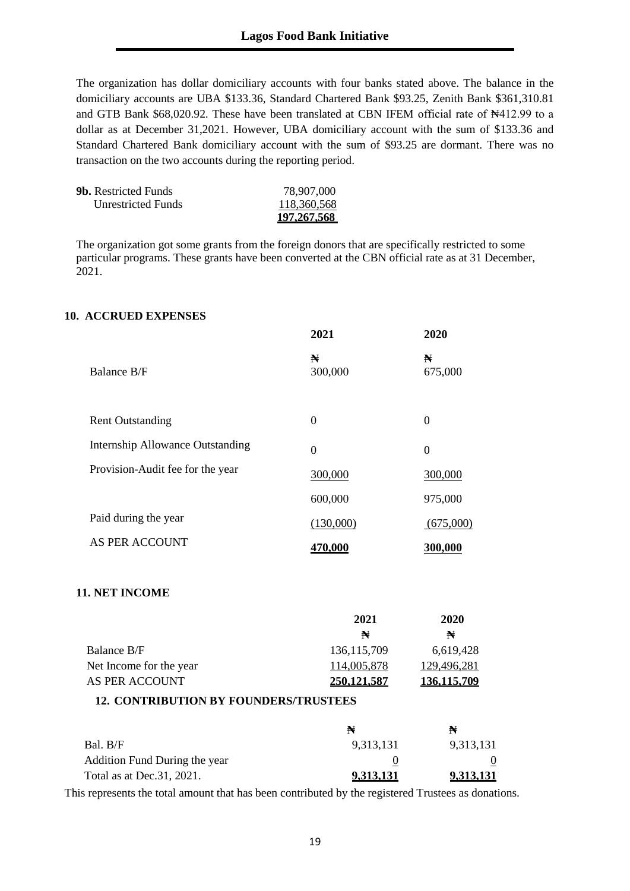The organization has dollar domiciliary accounts with four banks stated above. The balance in the domiciliary accounts are UBA $133.36, Standard Chartered Bank $93.25, Zenith Bank $361,310.81 and GTB Bank $68,020.92. These have been translated at CBN IFEM official rate of ₦412.99 to a dollar as at December 31,2021. However, UBA domiciliary account with the sum of $133.36 and Standard Chartered Bank domiciliary account with the sum of $93.25 are dormant. There was no transaction on the two accounts during the reporting period.

| | |
|---|---|
| **9b.** Restricted Funds | 78,907,000 |
| Unrestricted Funds | 118,360,568 |
| | **197,267,568** |

The organization got some grants from the foreign donors that are specifically restricted to some particular programs. These grants have been converted at the CBN official rate as at 31 December, 2021.

## 10. ACCRUED EXPENSES

| | 2021 | 2020 |
|---|---|---|
| | ₦ | ₦ |
| Balance B/F | 300,000 | 675,000 |
| Rent Outstanding | 0 | 0 |
| Internship Allowance Outstanding | 0 | 0 |
| Provision-Audit fee for the year | 300,000 | 300,000 |
| | 600,000 | 975,000 |
| Paid during the year | (130,000) | (675,000) |
| AS PER ACCOUNT | **470,000** | **300,000** |

## 11. NET INCOME

| | 2021 | 2020 |
|---|---|---|
| | ₦ | ₦ |
| Balance B/F | 136,115,709 | 6,619,428 |
| Net Income for the year | 114,005,878 | 129,496,281 |
| AS PER ACCOUNT | **250,121,587** | **136,115,709** |

## 12. CONTRIBUTION BY FOUNDERS/TRUSTEES

| | ₦ | ₦ |
|---|---|---|
| Bal. B/F | 9,313,131 | 9,313,131 |
| Addition Fund During the year | 0 | 0 |
| Total as at Dec.31, 2021. | **9,313,131** | **9,313,131** |

This represents the total amount that has been contributed by the registered Trustees as donations.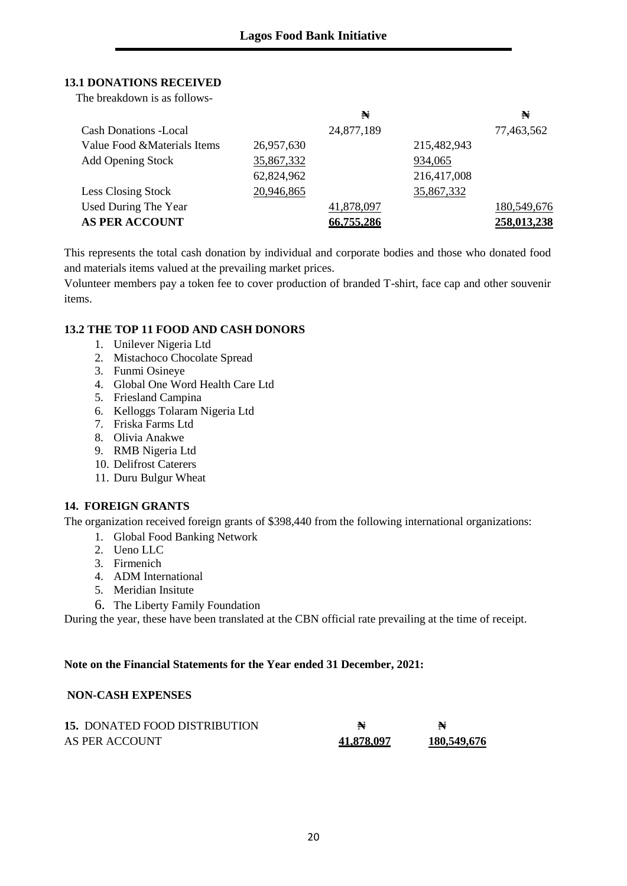### 13.1 DONATIONS RECEIVED

The breakdown is as follows-

| | | ₦ | | ₦ |
|---|---|---|---|---|
| Cash Donations -Local | | 24,877,189 | | 77,463,562 |
| Value Food &Materials Items | 26,957,630 | | 215,482,943 | |
| Add Opening Stock | 35,867,332 | | 934,065 | |
| | 62,824,962 | | 216,417,008 | |
| Less Closing Stock | 20,946,865 | | 35,867,332 | |
| Used During The Year | | 41,878,097 | | 180,549,676 |
| **AS PER ACCOUNT** | | **66,755,286** | | **258,013,238** |

This represents the total cash donation by individual and corporate bodies and those who donated food and materials items valued at the prevailing market prices.

Volunteer members pay a token fee to cover production of branded T-shirt, face cap and other souvenir items.

### 13.2 THE TOP 11 FOOD AND CASH DONORS

1. Unilever Nigeria Ltd
2. Mistachoco Chocolate Spread
3. Funmi Osineye
4. Global One Word Health Care Ltd
5. Friesland Campina
6. Kelloggs Tolaram Nigeria Ltd
7. Friska Farms Ltd
8. Olivia Anakwe
9. RMB Nigeria Ltd
10. Delifrost Caterers
11. Duru Bulgur Wheat

### 14. FOREIGN GRANTS

The organization received foreign grants of $398,440 from the following international organizations:

1. Global Food Banking Network
2. Ueno LLC
3. Firmenich
4. ADM International
5. Meridian Insitute
6. The Liberty Family Foundation

During the year, these have been translated at the CBN official rate prevailing at the time of receipt.

**Note on the Financial Statements for the Year ended 31 December, 2021:**

**NON-CASH EXPENSES**

| **15.** DONATED FOOD DISTRIBUTION | ₦ | ₦ |
|---|---|---|
| AS PER ACCOUNT | **41,878,097** | **180,549,676** |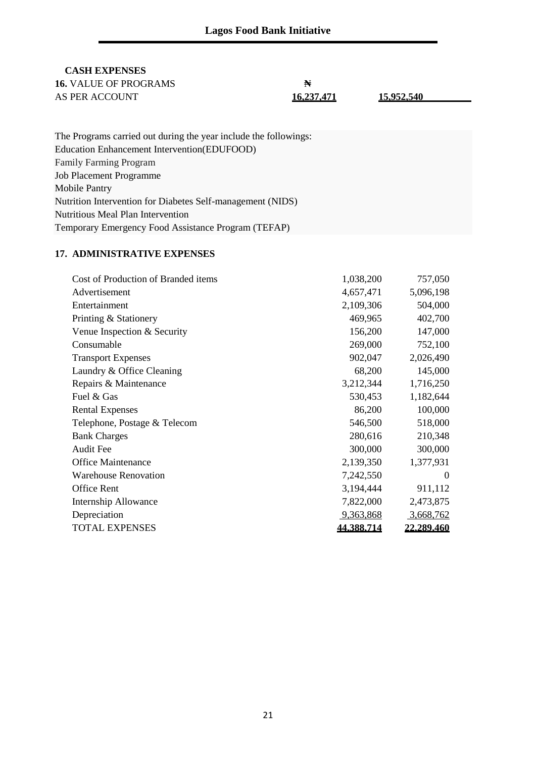## CASH EXPENSES

**16.** VALUE OF PROGRAMS

| | ₦ | |
|---|---|---|
| AS PER ACCOUNT | **16,237,471** | **15,952,540** |

The Programs carried out during the year include the followings:

Education Enhancement Intervention(EDUFOOD)
Family Farming Program
Job Placement Programme
Mobile Pantry
Nutrition Intervention for Diabetes Self-management (NIDS)
Nutritious Meal Plan Intervention
Temporary Emergency Food Assistance Program (TEFAP)

## 17. ADMINISTRATIVE EXPENSES

| | | |
|---|---|---|
| Cost of Production of Branded items | 1,038,200 | 757,050 |
| Advertisement | 4,657,471 | 5,096,198 |
| Entertainment | 2,109,306 | 504,000 |
| Printing & Stationery | 469,965 | 402,700 |
| Venue Inspection & Security | 156,200 | 147,000 |
| Consumable | 269,000 | 752,100 |
| Transport Expenses | 902,047 | 2,026,490 |
| Laundry & Office Cleaning | 68,200 | 145,000 |
| Repairs & Maintenance | 3,212,344 | 1,716,250 |
| Fuel & Gas | 530,453 | 1,182,644 |
| Rental Expenses | 86,200 | 100,000 |
| Telephone, Postage & Telecom | 546,500 | 518,000 |
| Bank Charges | 280,616 | 210,348 |
| Audit Fee | 300,000 | 300,000 |
| Office Maintenance | 2,139,350 | 1,377,931 |
| Warehouse Renovation | 7,242,550 | 0 |
| Office Rent | 3,194,444 | 911,112 |
| Internship Allowance | 7,822,000 | 2,473,875 |
| Depreciation | 9,363,868 | 3,668,762 |
| TOTAL EXPENSES | **44,388,714** | **22,289,460** |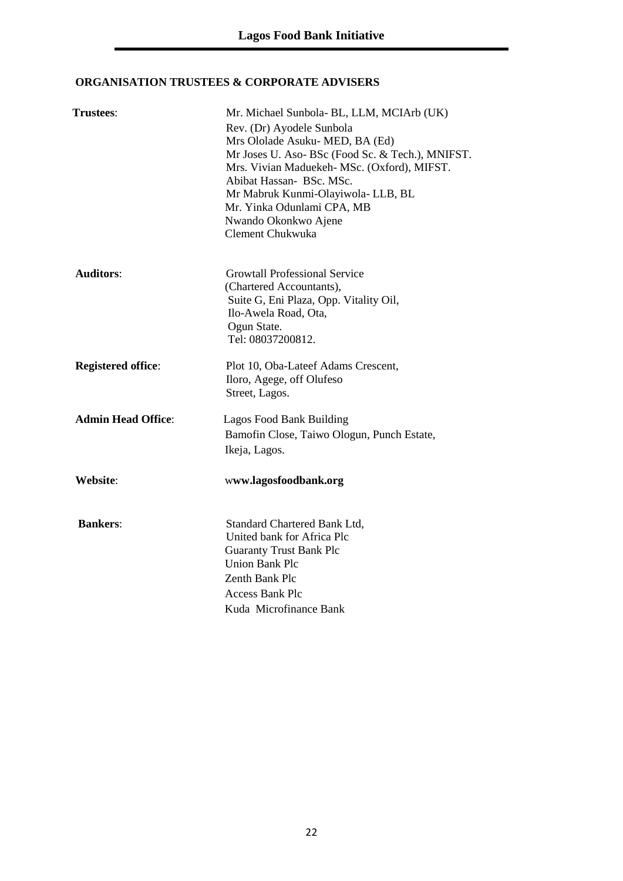## ORGANISATION TRUSTEES & CORPORATE ADVISERS

**Trustees**:

Mr. Michael Sunbola- BL, LLM, MCIArb (UK)
Rev. (Dr) Ayodele Sunbola
Mrs Ololade Asuku- MED, BA (Ed)
Mr Joses U. Aso- BSc (Food Sc. & Tech.), MNIFST.
Mrs. Vivian Maduekeh- MSc. (Oxford), MIFST.
Abibat Hassan- BSc. MSc.
Mr Mabruk Kunmi-Olayiwola- LLB, BL
Mr. Yinka Odunlami CPA, MB
Nwando Okonkwo Ajene
Clement Chukwuka

**Auditors**:

Growtall Professional Service
(Chartered Accountants),
Suite G, Eni Plaza, Opp. Vitality Oil,
Ilo-Awela Road, Ota,
Ogun State.
Tel: 08037200812.

**Registered office**:

Plot 10, Oba-Lateef Adams Crescent,
Iloro, Agege, off Olufeso
Street, Lagos.

**Admin Head Office**:

Lagos Food Bank Building
Bamofin Close, Taiwo Ologun, Punch Estate,
Ikeja, Lagos.

**Website**: w**ww.lagosfoodbank.org**

**Bankers**:

Standard Chartered Bank Ltd,
United bank for Africa Plc
Guaranty Trust Bank Plc
Union Bank Plc
Zenth Bank Plc
Access Bank Plc
Kuda Microfinance Bank